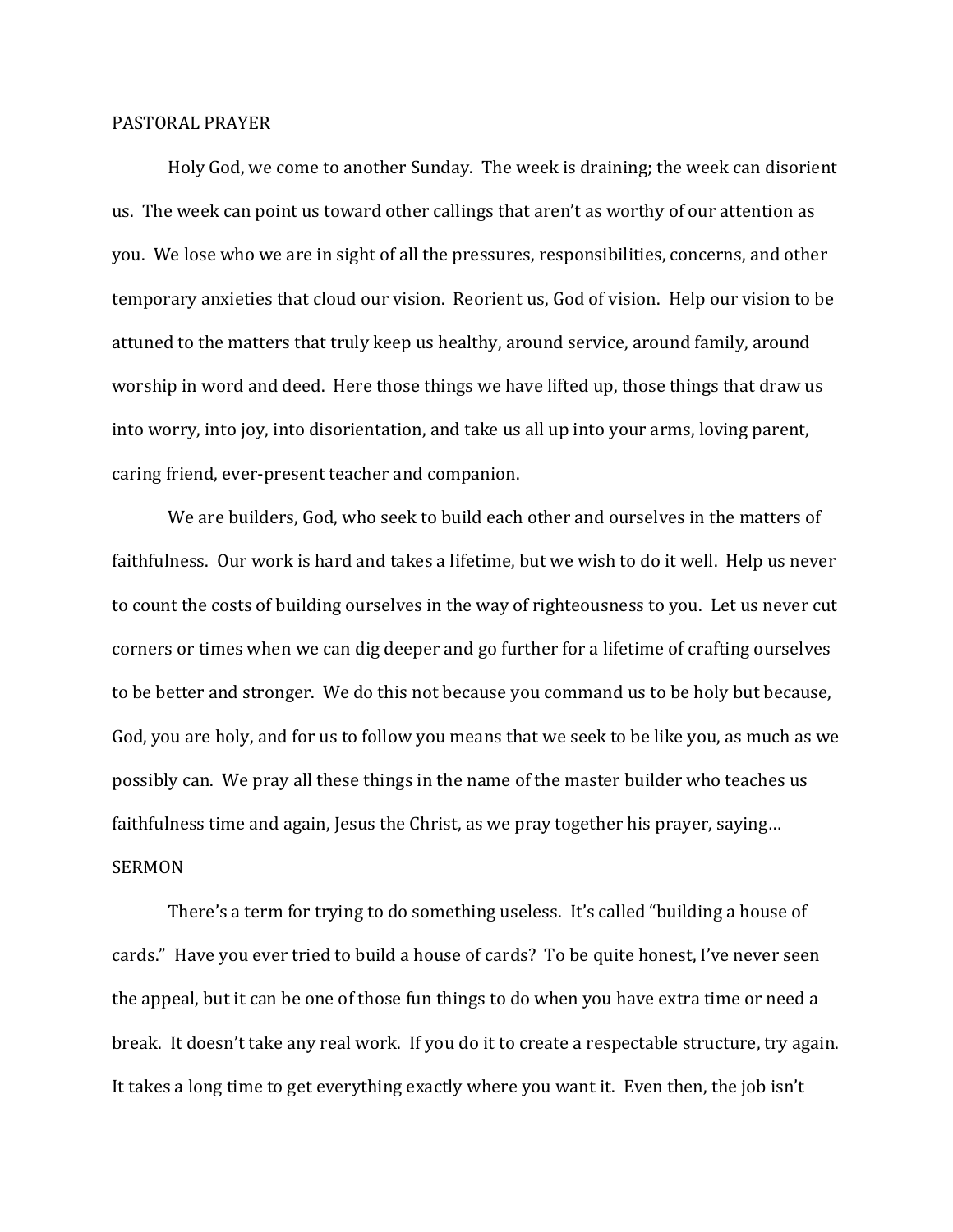## PASTORAL PRAYER

Holy God, we come to another Sunday. The week is draining; the week can disorient us. The week can point us toward other callings that aren't as worthy of our attention as you. We lose who we are in sight of all the pressures, responsibilities, concerns, and other temporary anxieties that cloud our vision. Reorient us, God of vision. Help our vision to be attuned to the matters that truly keep us healthy, around service, around family, around worship in word and deed. Here those things we have lifted up, those things that draw us into worry, into joy, into disorientation, and take us all up into your arms, loving parent, caring friend, ever-present teacher and companion.

We are builders, God, who seek to build each other and ourselves in the matters of faithfulness. Our work is hard and takes a lifetime, but we wish to do it well. Help us never to count the costs of building ourselves in the way of righteousness to you. Let us never cut corners or times when we can dig deeper and go further for a lifetime of crafting ourselves to be better and stronger. We do this not because you command us to be holy but because, God, you are holy, and for us to follow you means that we seek to be like you, as much as we possibly can. We pray all these things in the name of the master builder who teaches us faithfulness time and again, Jesus the Christ, as we pray together his prayer, saying…

## SERMON

There's a term for trying to do something useless. It's called "building a house of cards." Have you ever tried to build a house of cards? To be quite honest, I've never seen the appeal, but it can be one of those fun things to do when you have extra time or need a break. It doesn't take any real work. If you do it to create a respectable structure, try again. It takes a long time to get everything exactly where you want it. Even then, the job isn't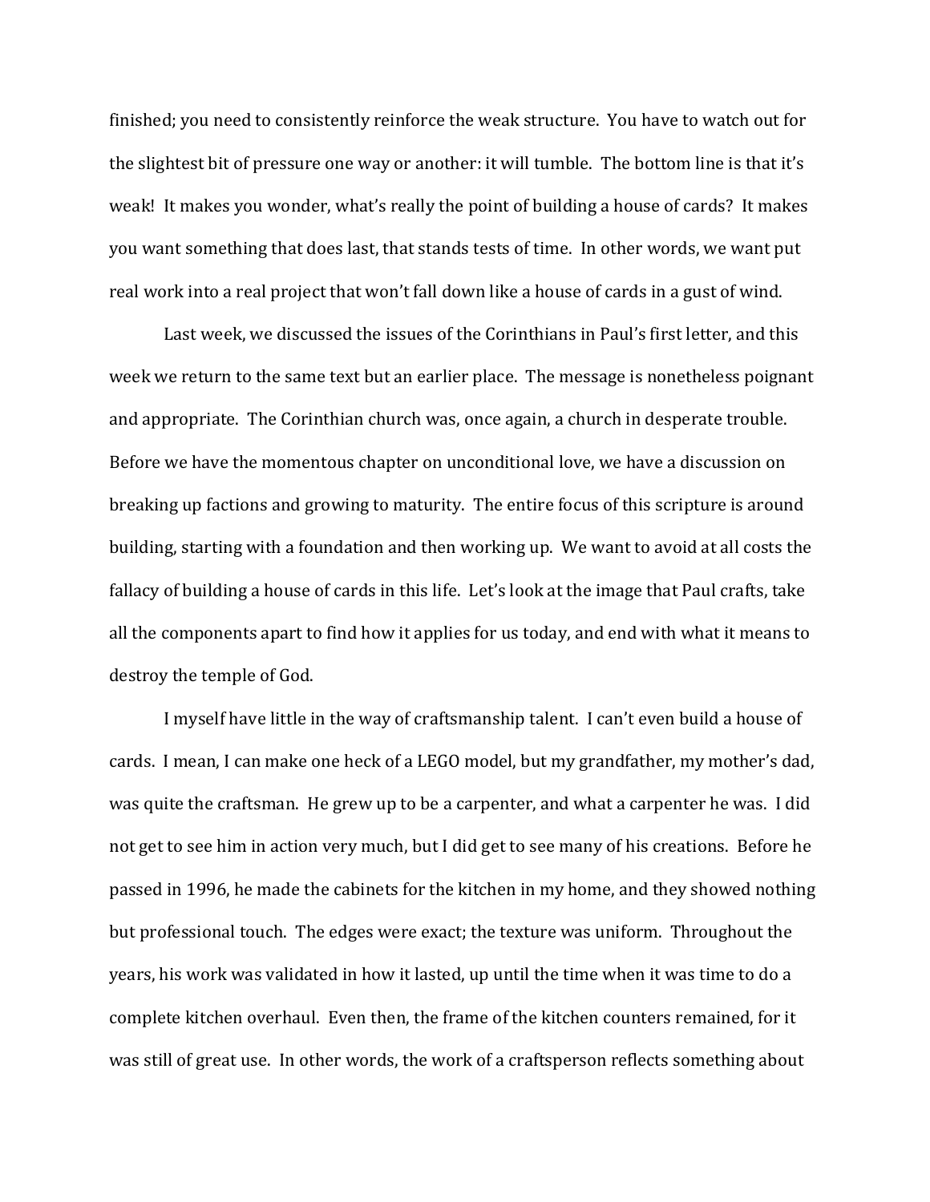finished; you need to consistently reinforce the weak structure. You have to watch out for the slightest bit of pressure one way or another: it will tumble. The bottom line is that it's weak! It makes you wonder, what's really the point of building a house of cards? It makes you want something that does last, that stands tests of time. In other words, we want put real work into a real project that won't fall down like a house of cards in a gust of wind.

Last week, we discussed the issues of the Corinthians in Paul's first letter, and this week we return to the same text but an earlier place. The message is nonetheless poignant and appropriate. The Corinthian church was, once again, a church in desperate trouble. Before we have the momentous chapter on unconditional love, we have a discussion on breaking up factions and growing to maturity. The entire focus of this scripture is around building, starting with a foundation and then working up. We want to avoid at all costs the fallacy of building a house of cards in this life. Let's look at the image that Paul crafts, take all the components apart to find how it applies for us today, and end with what it means to destroy the temple of God.

I myself have little in the way of craftsmanship talent. I can't even build a house of cards. I mean, I can make one heck of a LEGO model, but my grandfather, my mother's dad, was quite the craftsman. He grew up to be a carpenter, and what a carpenter he was. I did not get to see him in action very much, but I did get to see many of his creations. Before he passed in 1996, he made the cabinets for the kitchen in my home, and they showed nothing but professional touch. The edges were exact; the texture was uniform. Throughout the years, his work was validated in how it lasted, up until the time when it was time to do a complete kitchen overhaul. Even then, the frame of the kitchen counters remained, for it was still of great use. In other words, the work of a craftsperson reflects something about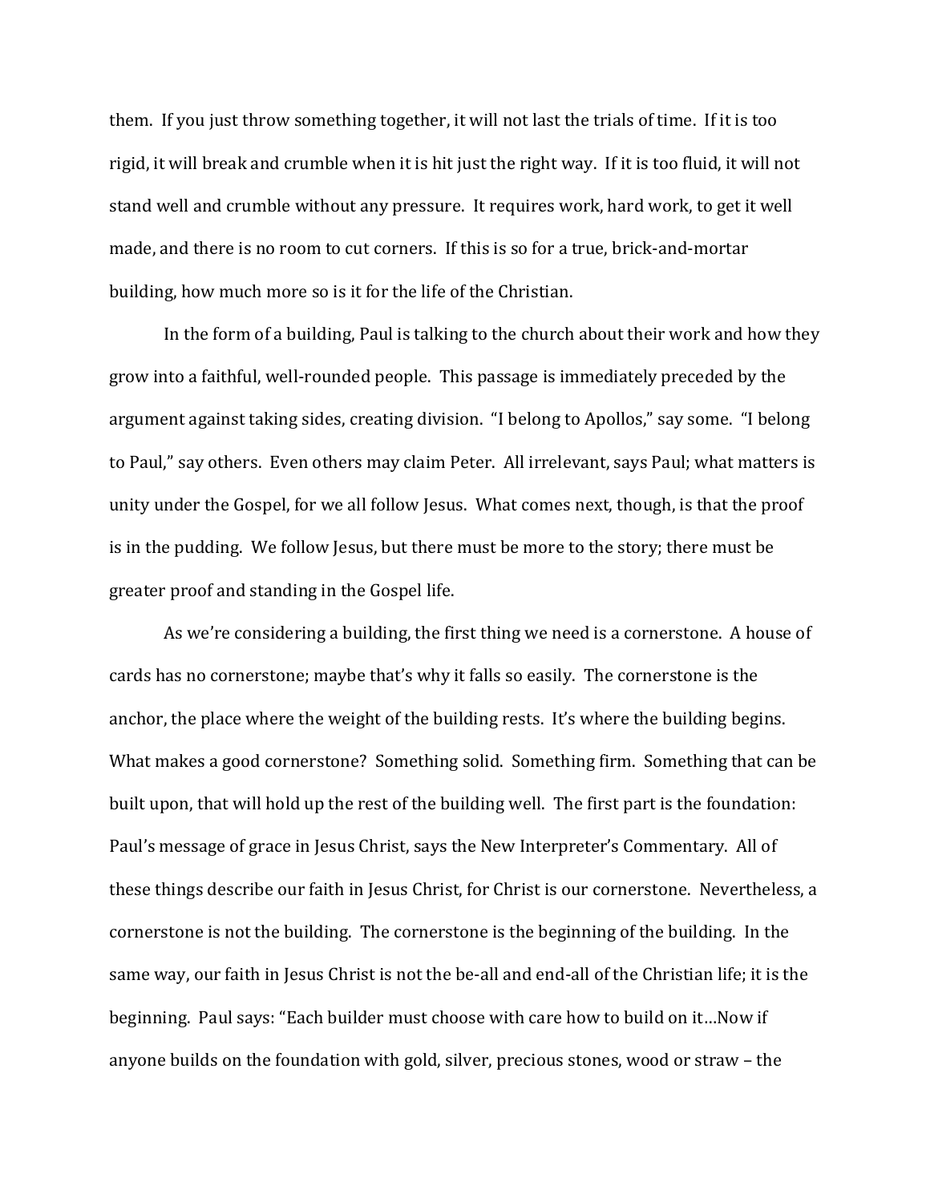them. If you just throw something together, it will not last the trials of time. If it is too rigid, it will break and crumble when it is hit just the right way. If it is too fluid, it will not stand well and crumble without any pressure. It requires work, hard work, to get it well made, and there is no room to cut corners. If this is so for a true, brick-and-mortar building, how much more so is it for the life of the Christian.

In the form of a building, Paul is talking to the church about their work and how they grow into a faithful, well-rounded people. This passage is immediately preceded by the argument against taking sides, creating division. "I belong to Apollos," say some. "I belong to Paul," say others. Even others may claim Peter. All irrelevant, says Paul; what matters is unity under the Gospel, for we all follow Jesus. What comes next, though, is that the proof is in the pudding. We follow Jesus, but there must be more to the story; there must be greater proof and standing in the Gospel life.

As we're considering a building, the first thing we need is a cornerstone. A house of cards has no cornerstone; maybe that's why it falls so easily. The cornerstone is the anchor, the place where the weight of the building rests. It's where the building begins. What makes a good cornerstone? Something solid. Something firm. Something that can be built upon, that will hold up the rest of the building well. The first part is the foundation: Paul's message of grace in Jesus Christ, says the New Interpreter's Commentary. All of these things describe our faith in Jesus Christ, for Christ is our cornerstone. Nevertheless, a cornerstone is not the building. The cornerstone is the beginning of the building. In the same way, our faith in Jesus Christ is not the be-all and end-all of the Christian life; it is the beginning. Paul says: "Each builder must choose with care how to build on it…Now if anyone builds on the foundation with gold, silver, precious stones, wood or straw – the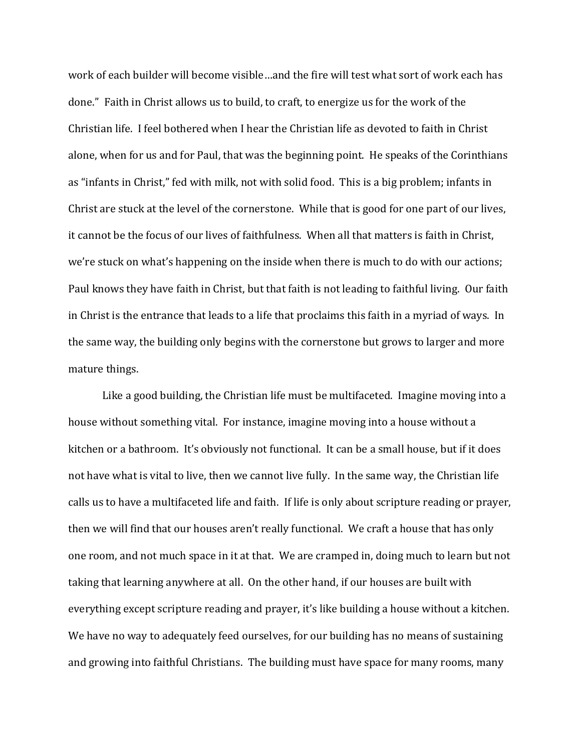work of each builder will become visible…and the fire will test what sort of work each has done." Faith in Christ allows us to build, to craft, to energize us for the work of the Christian life. I feel bothered when I hear the Christian life as devoted to faith in Christ alone, when for us and for Paul, that was the beginning point. He speaks of the Corinthians as "infants in Christ," fed with milk, not with solid food. This is a big problem; infants in Christ are stuck at the level of the cornerstone. While that is good for one part of our lives, it cannot be the focus of our lives of faithfulness. When all that matters is faith in Christ, we're stuck on what's happening on the inside when there is much to do with our actions; Paul knows they have faith in Christ, but that faith is not leading to faithful living. Our faith in Christ is the entrance that leads to a life that proclaims this faith in a myriad of ways. In the same way, the building only begins with the cornerstone but grows to larger and more mature things.

Like a good building, the Christian life must be multifaceted. Imagine moving into a house without something vital. For instance, imagine moving into a house without a kitchen or a bathroom. It's obviously not functional. It can be a small house, but if it does not have what is vital to live, then we cannot live fully. In the same way, the Christian life calls us to have a multifaceted life and faith. If life is only about scripture reading or prayer, then we will find that our houses aren't really functional. We craft a house that has only one room, and not much space in it at that. We are cramped in, doing much to learn but not taking that learning anywhere at all. On the other hand, if our houses are built with everything except scripture reading and prayer, it's like building a house without a kitchen. We have no way to adequately feed ourselves, for our building has no means of sustaining and growing into faithful Christians. The building must have space for many rooms, many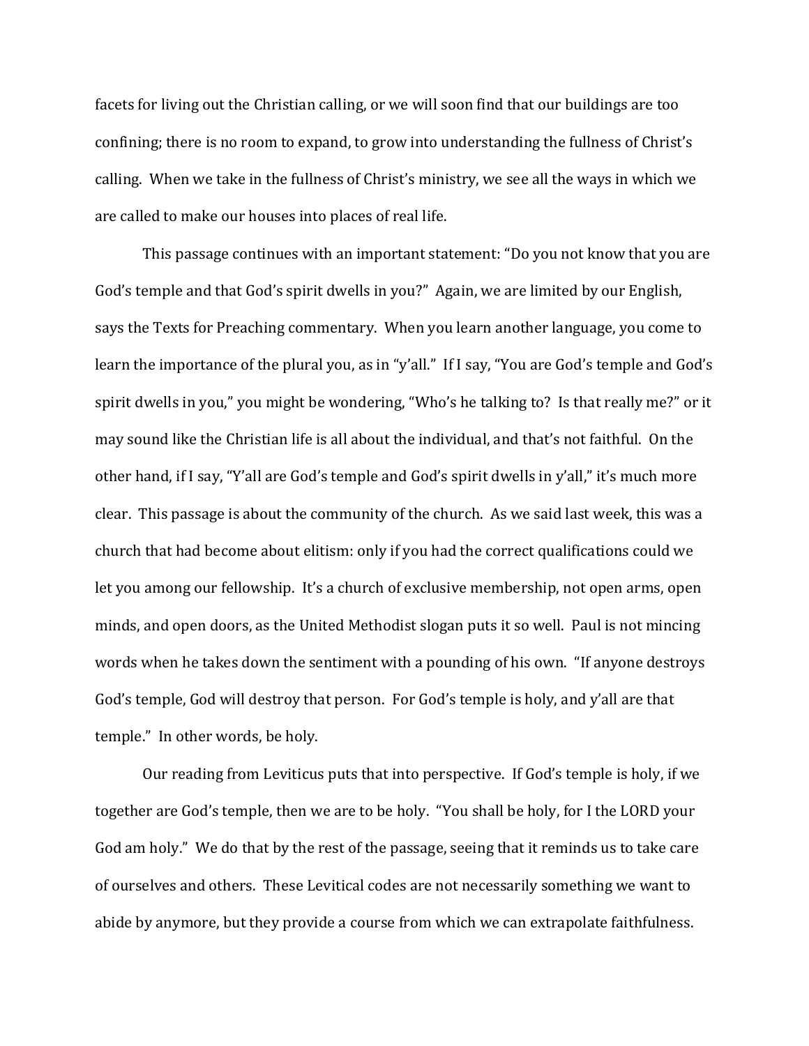facets for living out the Christian calling, or we will soon find that our buildings are too confining; there is no room to expand, to grow into understanding the fullness of Christ's calling. When we take in the fullness of Christ's ministry, we see all the ways in which we are called to make our houses into places of real life.

This passage continues with an important statement: "Do you not know that you are God's temple and that God's spirit dwells in you?" Again, we are limited by our English, says the Texts for Preaching commentary. When you learn another language, you come to learn the importance of the plural you, as in "y'all." If I say, "You are God's temple and God's spirit dwells in you," you might be wondering, "Who's he talking to? Is that really me?" or it may sound like the Christian life is all about the individual, and that's not faithful. On the other hand, if I say, "Y'all are God's temple and God's spirit dwells in y'all," it's much more clear. This passage is about the community of the church. As we said last week, this was a church that had become about elitism: only if you had the correct qualifications could we let you among our fellowship. It's a church of exclusive membership, not open arms, open minds, and open doors, as the United Methodist slogan puts it so well. Paul is not mincing words when he takes down the sentiment with a pounding of his own. "If anyone destroys God's temple, God will destroy that person. For God's temple is holy, and y'all are that temple." In other words, be holy.

Our reading from Leviticus puts that into perspective. If God's temple is holy, if we together are God's temple, then we are to be holy. "You shall be holy, for I the LORD your God am holy." We do that by the rest of the passage, seeing that it reminds us to take care of ourselves and others. These Levitical codes are not necessarily something we want to abide by anymore, but they provide a course from which we can extrapolate faithfulness.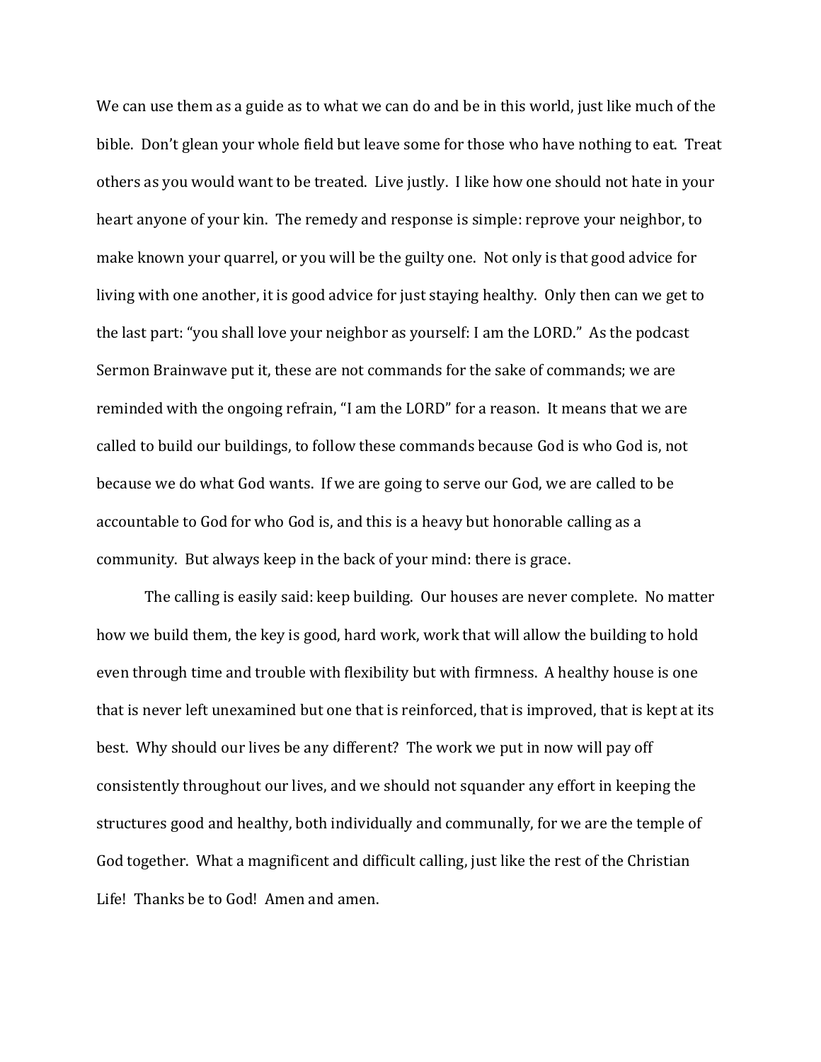We can use them as a guide as to what we can do and be in this world, just like much of the bible. Don't glean your whole field but leave some for those who have nothing to eat. Treat others as you would want to be treated. Live justly. I like how one should not hate in your heart anyone of your kin. The remedy and response is simple: reprove your neighbor, to make known your quarrel, or you will be the guilty one. Not only is that good advice for living with one another, it is good advice for just staying healthy. Only then can we get to the last part: "you shall love your neighbor as yourself: I am the LORD." As the podcast Sermon Brainwave put it, these are not commands for the sake of commands; we are reminded with the ongoing refrain, "I am the LORD" for a reason. It means that we are called to build our buildings, to follow these commands because God is who God is, not because we do what God wants. If we are going to serve our God, we are called to be accountable to God for who God is, and this is a heavy but honorable calling as a community. But always keep in the back of your mind: there is grace.

The calling is easily said: keep building. Our houses are never complete. No matter how we build them, the key is good, hard work, work that will allow the building to hold even through time and trouble with flexibility but with firmness. A healthy house is one that is never left unexamined but one that is reinforced, that is improved, that is kept at its best. Why should our lives be any different? The work we put in now will pay off consistently throughout our lives, and we should not squander any effort in keeping the structures good and healthy, both individually and communally, for we are the temple of God together. What a magnificent and difficult calling, just like the rest of the Christian Life! Thanks be to God! Amen and amen.